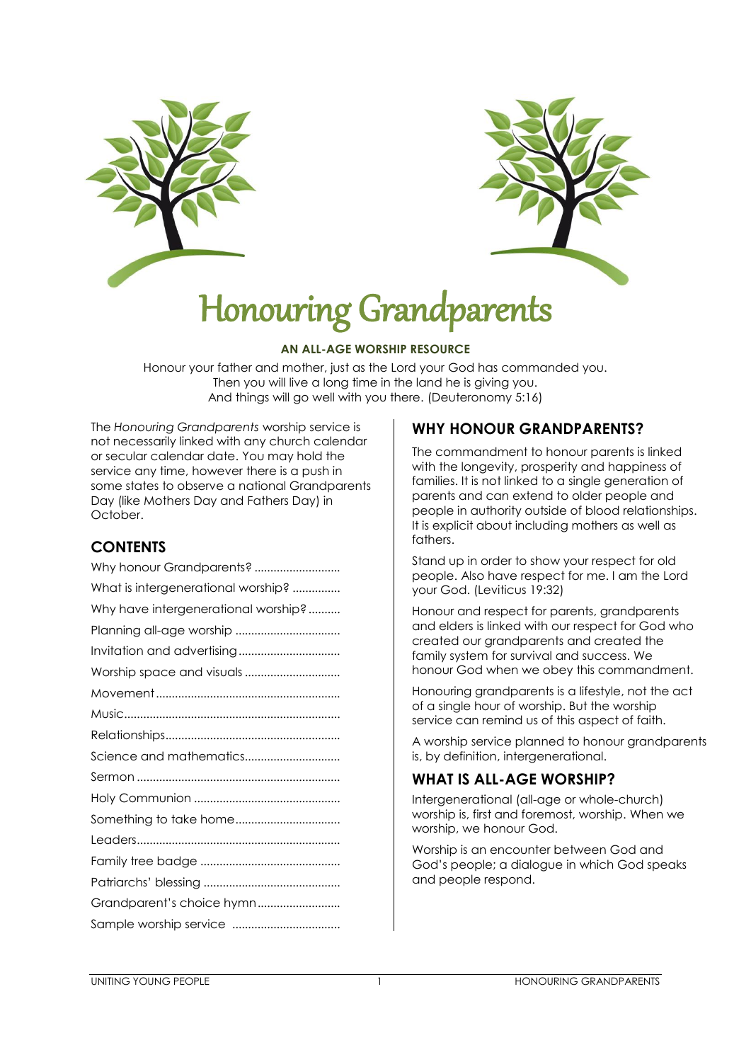# Honouring Grandparents

**AN ALL-AGE WORSHIP RESOURCE**

Honour your father and mother, just as the Lord your God has commanded you.
Then you will live a long time in the land he is giving you.
And things will go well with you there. (Deuteronomy 5:16)

The *Honouring Grandparents* worship service is not necessarily linked with any church calendar or secular calendar date. You may hold the service any time, however there is a push in some states to observe a national Grandparents Day (like Mothers Day and Fathers Day) in October.

## CONTENTS

- Why honour Grandparents?
- What is intergenerational worship?
- Why have intergenerational worship?
- Planning all-age worship
- Invitation and advertising
- Worship space and visuals
- Movement
- Music
- Relationships
- Science and mathematics
- Sermon
- Holy Communion
- Something to take home
- Leaders
- Family tree badge
- Patriarchs' blessing
- Grandparent's choice hymn
- Sample worship service

## WHY HONOUR GRANDPARENTS?

The commandment to honour parents is linked with the longevity, prosperity and happiness of families. It is not linked to a single generation of parents and can extend to older people and people in authority outside of blood relationships. It is explicit about including mothers as well as fathers.

Stand up in order to show your respect for old people. Also have respect for me. I am the Lord your God. (Leviticus 19:32)

Honour and respect for parents, grandparents and elders is linked with our respect for God who created our grandparents and created the family system for survival and success. We honour God when we obey this commandment.

Honouring grandparents is a lifestyle, not the act of a single hour of worship. But the worship service can remind us of this aspect of faith.

A worship service planned to honour grandparents is, by definition, intergenerational.

## WHAT IS ALL-AGE WORSHIP?

Intergenerational (all-age or whole-church) worship is, first and foremost, worship. When we worship, we honour God.

Worship is an encounter between God and God's people; a dialogue in which God speaks and people respond.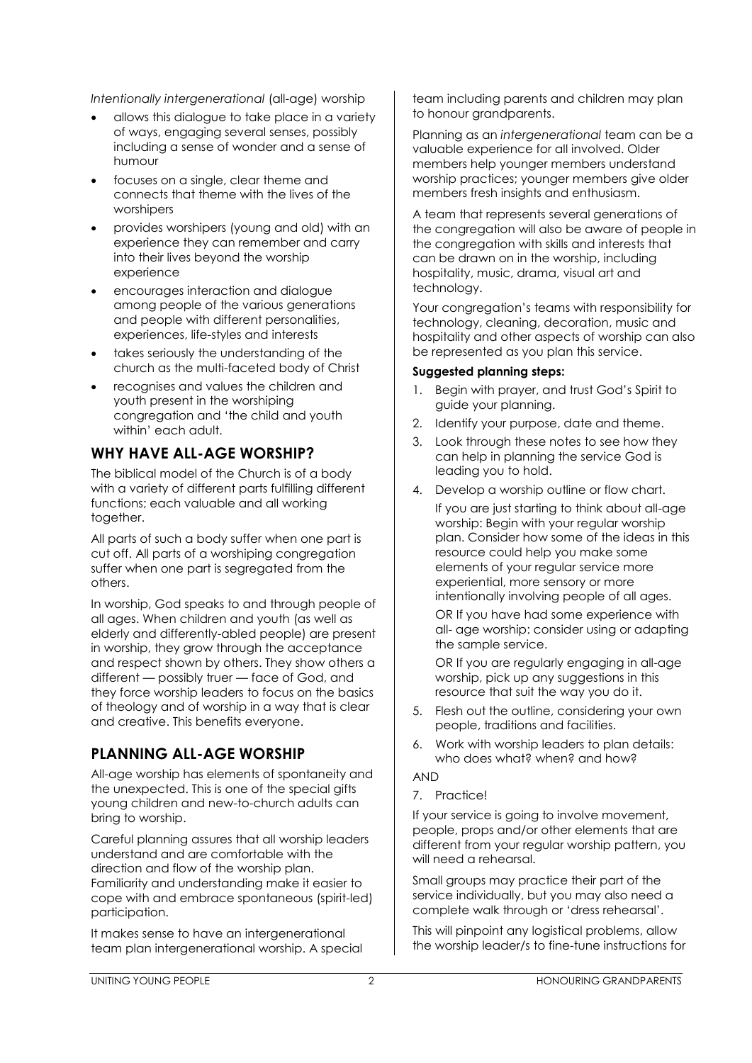*Intentionally intergenerational* (all-age) worship

- allows this dialogue to take place in a variety of ways, engaging several senses, possibly including a sense of wonder and a sense of humour
- focuses on a single, clear theme and connects that theme with the lives of the worshipers
- provides worshipers (young and old) with an experience they can remember and carry into their lives beyond the worship experience
- encourages interaction and dialogue among people of the various generations and people with different personalities, experiences, life-styles and interests
- takes seriously the understanding of the church as the multi-faceted body of Christ
- recognises and values the children and youth present in the worshiping congregation and 'the child and youth within' each adult.

## WHY HAVE ALL-AGE WORSHIP?

The biblical model of the Church is of a body with a variety of different parts fulfilling different functions; each valuable and all working together.

All parts of such a body suffer when one part is cut off. All parts of a worshiping congregation suffer when one part is segregated from the others.

In worship, God speaks to and through people of all ages. When children and youth (as well as elderly and differently-abled people) are present in worship, they grow through the acceptance and respect shown by others. They show others a different — possibly truer — face of God, and they force worship leaders to focus on the basics of theology and of worship in a way that is clear and creative. This benefits everyone.

## PLANNING ALL-AGE WORSHIP

All-age worship has elements of spontaneity and the unexpected. This is one of the special gifts young children and new-to-church adults can bring to worship.

Careful planning assures that all worship leaders understand and are comfortable with the direction and flow of the worship plan. Familiarity and understanding make it easier to cope with and embrace spontaneous (spirit-led) participation.

It makes sense to have an intergenerational team plan intergenerational worship. A special team including parents and children may plan to honour grandparents.

Planning as an *intergenerational* team can be a valuable experience for all involved. Older members help younger members understand worship practices; younger members give older members fresh insights and enthusiasm.

A team that represents several generations of the congregation will also be aware of people in the congregation with skills and interests that can be drawn on in the worship, including hospitality, music, drama, visual art and technology.

Your congregation's teams with responsibility for technology, cleaning, decoration, music and hospitality and other aspects of worship can also be represented as you plan this service.

**Suggested planning steps:**

1. Begin with prayer, and trust God's Spirit to guide your planning.
2. Identify your purpose, date and theme.
3. Look through these notes to see how they can help in planning the service God is leading you to hold.
4. Develop a worship outline or flow chart.

   If you are just starting to think about all-age worship: Begin with your regular worship plan. Consider how some of the ideas in this resource could help you make some elements of your regular service more experiential, more sensory or more intentionally involving people of all ages.

   OR If you have had some experience with all- age worship: consider using or adapting the sample service.

   OR If you are regularly engaging in all-age worship, pick up any suggestions in this resource that suit the way you do it.
5. Flesh out the outline, considering your own people, traditions and facilities.
6. Work with worship leaders to plan details: who does what? when? and how?

AND

7. Practice!

If your service is going to involve movement, people, props and/or other elements that are different from your regular worship pattern, you will need a rehearsal.

Small groups may practice their part of the service individually, but you may also need a complete walk through or 'dress rehearsal'.

This will pinpoint any logistical problems, allow the worship leader/s to fine-tune instructions for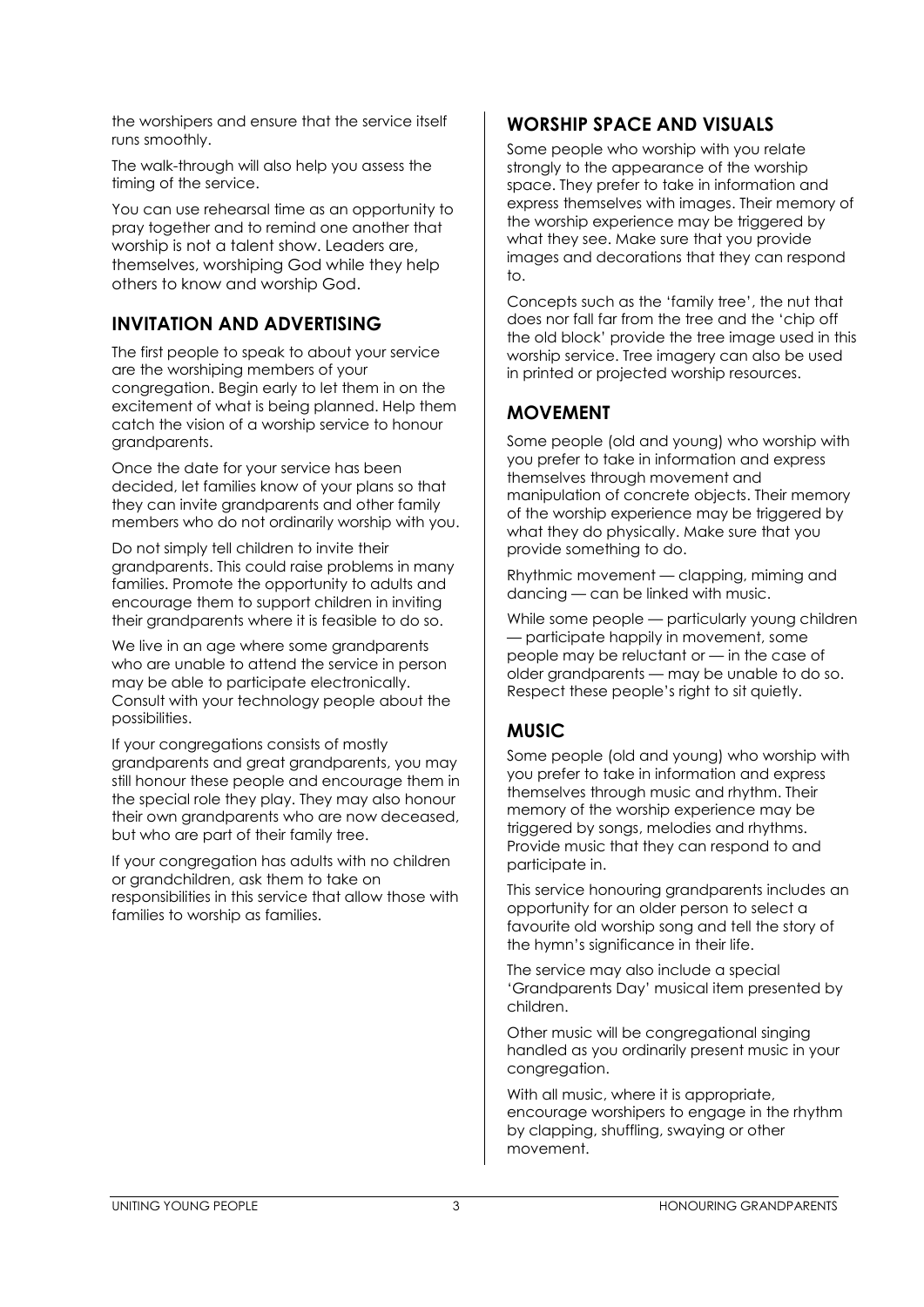the worshipers and ensure that the service itself runs smoothly.

The walk-through will also help you assess the timing of the service.

You can use rehearsal time as an opportunity to pray together and to remind one another that worship is not a talent show. Leaders are, themselves, worshiping God while they help others to know and worship God.

## INVITATION AND ADVERTISING

The first people to speak to about your service are the worshiping members of your congregation. Begin early to let them in on the excitement of what is being planned. Help them catch the vision of a worship service to honour grandparents.

Once the date for your service has been decided, let families know of your plans so that they can invite grandparents and other family members who do not ordinarily worship with you.

Do not simply tell children to invite their grandparents. This could raise problems in many families. Promote the opportunity to adults and encourage them to support children in inviting their grandparents where it is feasible to do so.

We live in an age where some grandparents who are unable to attend the service in person may be able to participate electronically. Consult with your technology people about the possibilities.

If your congregations consists of mostly grandparents and great grandparents, you may still honour these people and encourage them in the special role they play. They may also honour their own grandparents who are now deceased, but who are part of their family tree.

If your congregation has adults with no children or grandchildren, ask them to take on responsibilities in this service that allow those with families to worship as families.

## WORSHIP SPACE AND VISUALS

Some people who worship with you relate strongly to the appearance of the worship space. They prefer to take in information and express themselves with images. Their memory of the worship experience may be triggered by what they see. Make sure that you provide images and decorations that they can respond to.

Concepts such as the 'family tree', the nut that does nor fall far from the tree and the 'chip off the old block' provide the tree image used in this worship service. Tree imagery can also be used in printed or projected worship resources.

## MOVEMENT

Some people (old and young) who worship with you prefer to take in information and express themselves through movement and manipulation of concrete objects. Their memory of the worship experience may be triggered by what they do physically. Make sure that you provide something to do.

Rhythmic movement — clapping, miming and dancing — can be linked with music.

While some people — particularly young children — participate happily in movement, some people may be reluctant or — in the case of older grandparents — may be unable to do so. Respect these people's right to sit quietly.

## MUSIC

Some people (old and young) who worship with you prefer to take in information and express themselves through music and rhythm. Their memory of the worship experience may be triggered by songs, melodies and rhythms. Provide music that they can respond to and participate in.

This service honouring grandparents includes an opportunity for an older person to select a favourite old worship song and tell the story of the hymn's significance in their life.

The service may also include a special 'Grandparents Day' musical item presented by children.

Other music will be congregational singing handled as you ordinarily present music in your congregation.

With all music, where it is appropriate, encourage worshipers to engage in the rhythm by clapping, shuffling, swaying or other movement.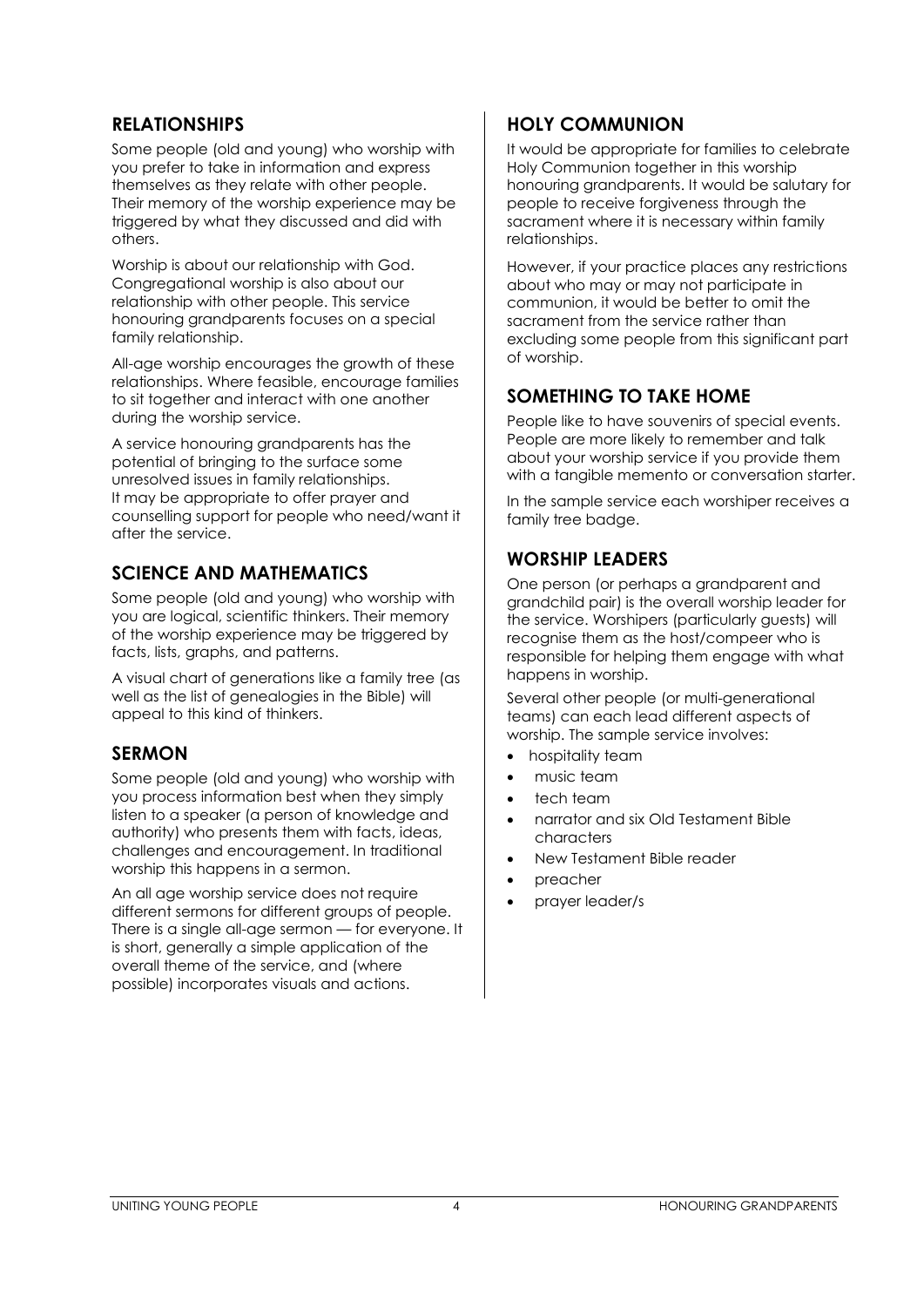## RELATIONSHIPS

Some people (old and young) who worship with you prefer to take in information and express themselves as they relate with other people. Their memory of the worship experience may be triggered by what they discussed and did with others.

Worship is about our relationship with God. Congregational worship is also about our relationship with other people. This service honouring grandparents focuses on a special family relationship.

All-age worship encourages the growth of these relationships. Where feasible, encourage families to sit together and interact with one another during the worship service.

A service honouring grandparents has the potential of bringing to the surface some unresolved issues in family relationships. It may be appropriate to offer prayer and counselling support for people who need/want it after the service.

## SCIENCE AND MATHEMATICS

Some people (old and young) who worship with you are logical, scientific thinkers. Their memory of the worship experience may be triggered by facts, lists, graphs, and patterns.

A visual chart of generations like a family tree (as well as the list of genealogies in the Bible) will appeal to this kind of thinkers.

## SERMON

Some people (old and young) who worship with you process information best when they simply listen to a speaker (a person of knowledge and authority) who presents them with facts, ideas, challenges and encouragement. In traditional worship this happens in a sermon.

An all age worship service does not require different sermons for different groups of people. There is a single all-age sermon — for everyone. It is short, generally a simple application of the overall theme of the service, and (where possible) incorporates visuals and actions.

## HOLY COMMUNION

It would be appropriate for families to celebrate Holy Communion together in this worship honouring grandparents. It would be salutary for people to receive forgiveness through the sacrament where it is necessary within family relationships.

However, if your practice places any restrictions about who may or may not participate in communion, it would be better to omit the sacrament from the service rather than excluding some people from this significant part of worship.

## SOMETHING TO TAKE HOME

People like to have souvenirs of special events. People are more likely to remember and talk about your worship service if you provide them with a tangible memento or conversation starter.

In the sample service each worshiper receives a family tree badge.

## WORSHIP LEADERS

One person (or perhaps a grandparent and grandchild pair) is the overall worship leader for the service. Worshipers (particularly guests) will recognise them as the host/compeer who is responsible for helping them engage with what happens in worship.

Several other people (or multi-generational teams) can each lead different aspects of worship. The sample service involves:

- hospitality team
- music team
- tech team
- narrator and six Old Testament Bible characters
- New Testament Bible reader
- preacher
- prayer leader/s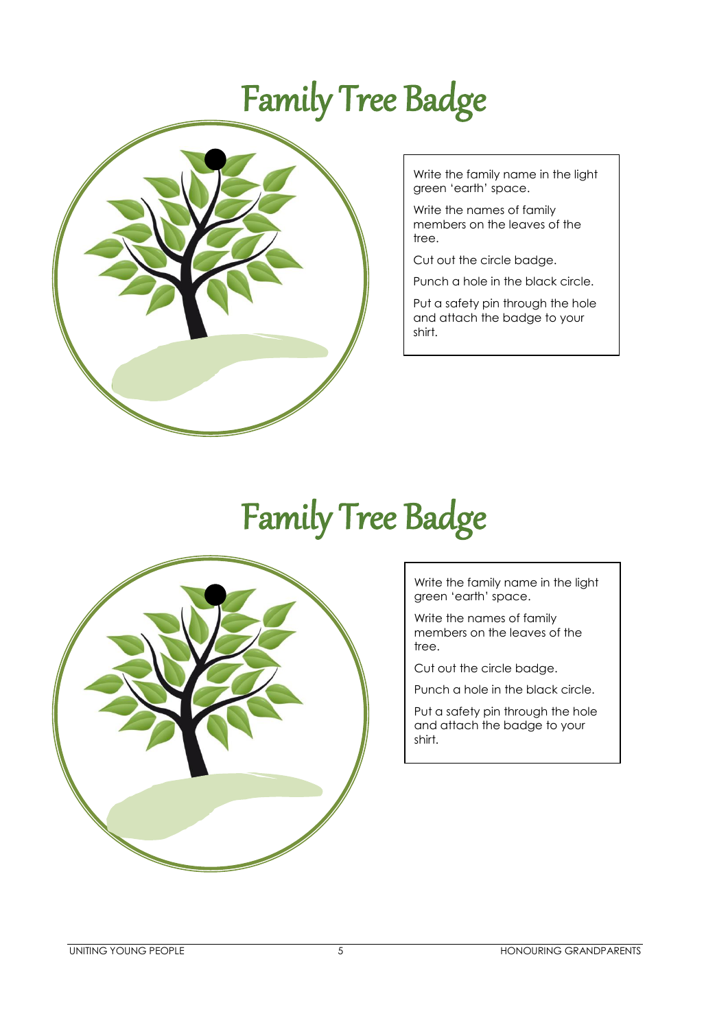# Family Tree Badge

Write the family name in the light green 'earth' space.

Write the names of family members on the leaves of the tree.

Cut out the circle badge.

Punch a hole in the black circle.

Put a safety pin through the hole and attach the badge to your shirt.

# Family Tree Badge

Write the family name in the light green 'earth' space.

Write the names of family members on the leaves of the tree.

Cut out the circle badge.

Punch a hole in the black circle.

Put a safety pin through the hole and attach the badge to your shirt.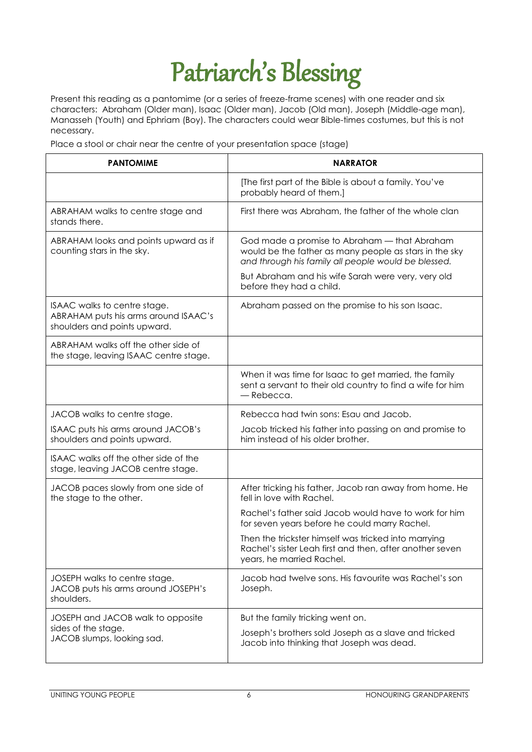# Patriarch's Blessing

Present this reading as a pantomime (or a series of freeze-frame scenes) with one reader and six characters: Abraham (Older man), Isaac (Older man), Jacob (Old man), Joseph (Middle-age man), Manasseh (Youth) and Ephriam (Boy). The characters could wear Bible-times costumes, but this is not necessary.

Place a stool or chair near the centre of your presentation space (stage)

| PANTOMIME | NARRATOR |
|---|---|
| | [The first part of the Bible is about a family. You've probably heard of them.] |
| ABRAHAM walks to centre stage and stands there. | First there was Abraham, the father of the whole clan |
| ABRAHAM looks and points upward as if counting stars in the sky. | God made a promise to Abraham — that Abraham would be the father as many people as stars in the sky *and through his family all people would be blessed.*<br><br>But Abraham and his wife Sarah were very, very old before they had a child. |
| ISAAC walks to centre stage.<br>ABRAHAM puts his arms around ISAAC's shoulders and points upward. | Abraham passed on the promise to his son Isaac. |
| ABRAHAM walks off the other side of the stage, leaving ISAAC centre stage. | |
| | When it was time for Isaac to get married, the family sent a servant to their old country to find a wife for him — Rebecca. |
| JACOB walks to centre stage.<br><br>ISAAC puts his arms around JACOB's shoulders and points upward. | Rebecca had twin sons: Esau and Jacob.<br><br>Jacob tricked his father into passing on and promise to him instead of his older brother. |
| ISAAC walks off the other side of the stage, leaving JACOB centre stage. | |
| JACOB paces slowly from one side of the stage to the other. | After tricking his father, Jacob ran away from home. He fell in love with Rachel.<br><br>Rachel's father said Jacob would have to work for him for seven years before he could marry Rachel.<br><br>Then the trickster himself was tricked into marrying Rachel's sister Leah first and then, after another seven years, he married Rachel. |
| JOSEPH walks to centre stage.<br>JACOB puts his arms around JOSEPH's shoulders. | Jacob had twelve sons. His favourite was Rachel's son Joseph. |
| JOSEPH and JACOB walk to opposite sides of the stage.<br>JACOB slumps, looking sad. | But the family tricking went on.<br><br>Joseph's brothers sold Joseph as a slave and tricked Jacob into thinking that Joseph was dead. |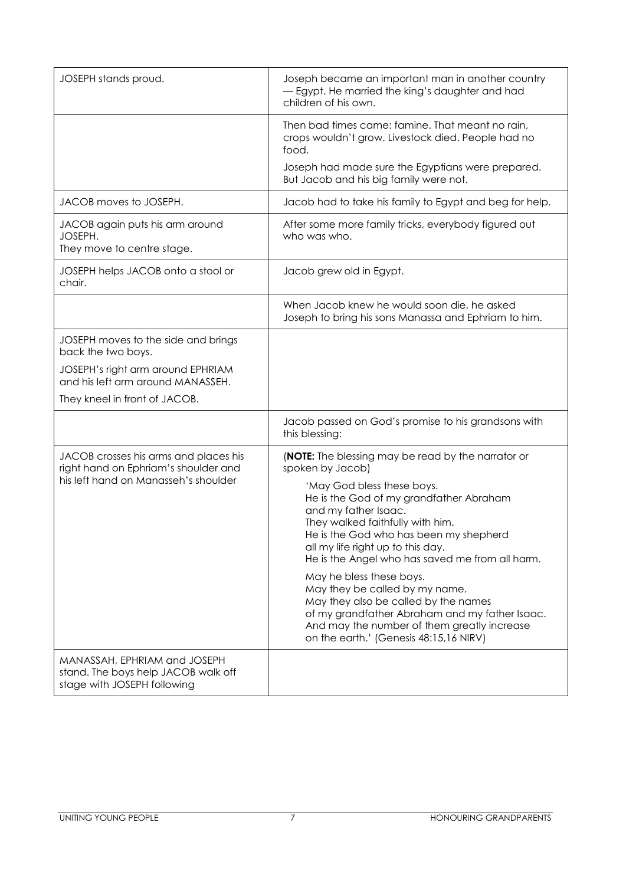| | |
|---|---|
| JOSEPH stands proud. | Joseph became an important man in another country — Egypt. He married the king's daughter and had children of his own. |
| | Then bad times came: famine. That meant no rain, crops wouldn't grow. Livestock died. People had no food.<br><br>Joseph had made sure the Egyptians were prepared. But Jacob and his big family were not. |
| JACOB moves to JOSEPH. | Jacob had to take his family to Egypt and beg for help. |
| JACOB again puts his arm around JOSEPH.<br>They move to centre stage. | After some more family tricks, everybody figured out who was who. |
| JOSEPH helps JACOB onto a stool or chair. | Jacob grew old in Egypt. |
| | When Jacob knew he would soon die, he asked Joseph to bring his sons Manassa and Ephriam to him. |
| JOSEPH moves to the side and brings back the two boys.<br><br>JOSEPH's right arm around EPHRIAM and his left arm around MANASSEH.<br><br>They kneel in front of JACOB. | |
| | Jacob passed on God's promise to his grandsons with this blessing: |
| JACOB crosses his arms and places his right hand on Ephriam's shoulder and his left hand on Manasseh's shoulder | (**NOTE:** The blessing may be read by the narrator or spoken by Jacob)<br><br>'May God bless these boys.<br>He is the God of my grandfather Abraham<br>and my father Isaac.<br>They walked faithfully with him.<br>He is the God who has been my shepherd<br>all my life right up to this day.<br>He is the Angel who has saved me from all harm.<br><br>May he bless these boys.<br>May they be called by my name.<br>May they also be called by the names<br>of my grandfather Abraham and my father Isaac.<br>And may the number of them greatly increase<br>on the earth.' (Genesis 48:15,16 NIRV) |
| MANASSAH, EPHRIAM and JOSEPH stand. The boys help JACOB walk off stage with JOSEPH following | |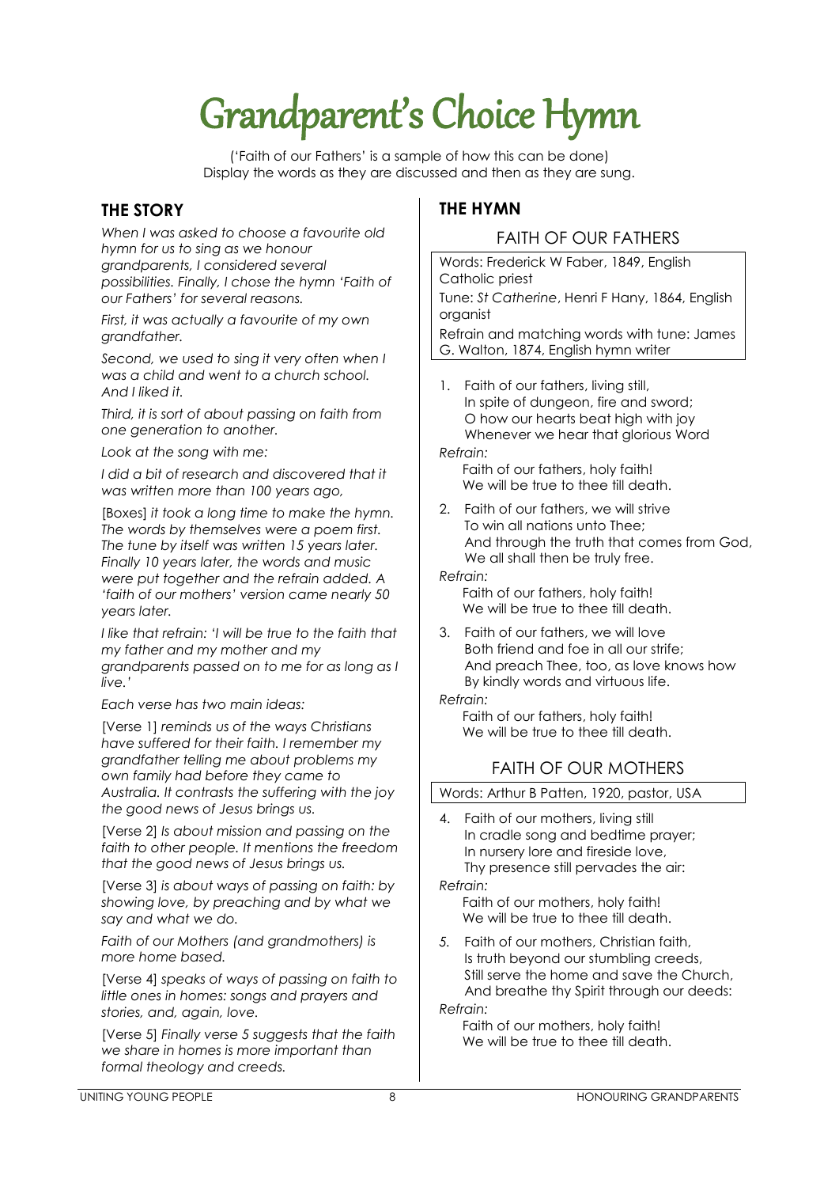# Grandparent's Choice Hymn

('Faith of our Fathers' is a sample of how this can be done)
Display the words as they are discussed and then as they are sung.

## THE STORY

*When I was asked to choose a favourite old hymn for us to sing as we honour grandparents, I considered several possibilities. Finally, I chose the hymn 'Faith of our Fathers' for several reasons.*

*First, it was actually a favourite of my own grandfather.*

*Second, we used to sing it very often when I was a child and went to a church school. And I liked it.*

*Third, it is sort of about passing on faith from one generation to another.*

*Look at the song with me:*

*I did a bit of research and discovered that it was written more than 100 years ago,*

[Boxes] *it took a long time to make the hymn. The words by themselves were a poem first. The tune by itself was written 15 years later. Finally 10 years later, the words and music were put together and the refrain added. A 'faith of our mothers' version came nearly 50 years later.*

*I like that refrain: 'I will be true to the faith that my father and my mother and my grandparents passed on to me for as long as I live.'*

*Each verse has two main ideas:*

[Verse 1] *reminds us of the ways Christians have suffered for their faith. I remember my grandfather telling me about problems my own family had before they came to Australia. It contrasts the suffering with the joy the good news of Jesus brings us.*

[Verse 2] *Is about mission and passing on the faith to other people. It mentions the freedom that the good news of Jesus brings us.*

[Verse 3] *is about ways of passing on faith: by showing love, by preaching and by what we say and what we do.*

*Faith of our Mothers (and grandmothers) is more home based.*

[Verse 4] *speaks of ways of passing on faith to little ones in homes: songs and prayers and stories, and, again, love.*

[Verse 5] *Finally verse 5 suggests that the faith we share in homes is more important than formal theology and creeds.*

## THE HYMN

### FAITH OF OUR FATHERS

Words: Frederick W Faber, 1849, English Catholic priest

Tune: *St Catherine*, Henri F Hany, 1864, English organist

Refrain and matching words with tune: James G. Walton, 1874, English hymn writer

1. Faith of our fathers, living still,
   In spite of dungeon, fire and sword;
   O how our hearts beat high with joy
   Whenever we hear that glorious Word

*Refrain:*

Faith of our fathers, holy faith!
We will be true to thee till death.

2. Faith of our fathers, we will strive
   To win all nations unto Thee;
   And through the truth that comes from God,
   We all shall then be truly free.

*Refrain:*

Faith of our fathers, holy faith!
We will be true to thee till death.

3. Faith of our fathers, we will love
   Both friend and foe in all our strife;
   And preach Thee, too, as love knows how
   By kindly words and virtuous life.

*Refrain:*

Faith of our fathers, holy faith!
We will be true to thee till death.

### FAITH OF OUR MOTHERS

Words: Arthur B Patten, 1920, pastor, USA

4. Faith of our mothers, living still
   In cradle song and bedtime prayer;
   In nursery lore and fireside love,
   Thy presence still pervades the air:

*Refrain:*

Faith of our mothers, holy faith!
We will be true to thee till death.

5. Faith of our mothers, Christian faith,
   Is truth beyond our stumbling creeds,
   Still serve the home and save the Church,
   And breathe thy Spirit through our deeds:

*Refrain:*

Faith of our mothers, holy faith!
We will be true to thee till death.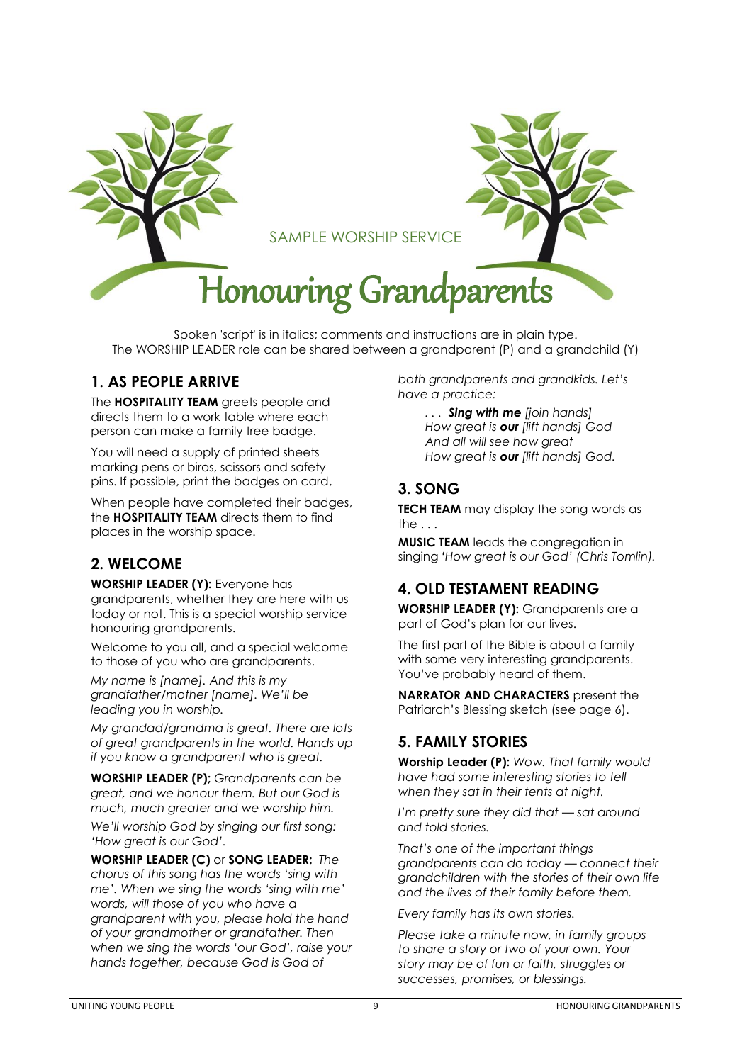SAMPLE WORSHIP SERVICE

# Honouring Grandparents

Spoken 'script' is in italics; comments and instructions are in plain type.
The WORSHIP LEADER role can be shared between a grandparent (P) and a grandchild (Y)

## 1. AS PEOPLE ARRIVE

The **HOSPITALITY TEAM** greets people and directs them to a work table where each person can make a family tree badge.

You will need a supply of printed sheets marking pens or biros, scissors and safety pins. If possible, print the badges on card,

When people have completed their badges, the **HOSPITALITY TEAM** directs them to find places in the worship space.

## 2. WELCOME

**WORSHIP LEADER (Y):** Everyone has grandparents, whether they are here with us today or not. This is a special worship service honouring grandparents.

Welcome to you all, and a special welcome to those of you who are grandparents.

*My name is [name]. And this is my grandfather/mother [name]. We'll be leading you in worship.*

*My grandad/grandma is great. There are lots of great grandparents in the world. Hands up if you know a grandparent who is great.*

**WORSHIP LEADER (P);** *Grandparents can be great, and we honour them. But our God is much, much greater and we worship him.*

*We'll worship God by singing our first song: 'How great is our God'.*

**WORSHIP LEADER (C)** or **SONG LEADER:** *The chorus of this song has the words 'sing with me'. When we sing the words 'sing with me' words, will those of you who have a grandparent with you, please hold the hand of your grandmother or grandfather. Then when we sing the words 'our God', raise your hands together, because God is God of both grandparents and grandkids. Let's have a practice:*

> *. . .* ***Sing with me*** *[join hands]*
> *How great is* ***our*** *[lift hands] God*
> *And all will see how great*
> *How great is* ***our*** *[lift hands] God.*

## 3. SONG

**TECH TEAM** may display the song words as the . . .

**MUSIC TEAM** leads the congregation in singing '*How great is our God' (Chris Tomlin).*

## 4. OLD TESTAMENT READING

**WORSHIP LEADER (Y):** Grandparents are a part of God's plan for our lives.

The first part of the Bible is about a family with some very interesting grandparents. You've probably heard of them.

**NARRATOR AND CHARACTERS** present the Patriarch's Blessing sketch (see page 6).

## 5. FAMILY STORIES

**Worship Leader (P):** *Wow. That family would have had some interesting stories to tell when they sat in their tents at night.*

*I'm pretty sure they did that — sat around and told stories.*

*That's one of the important things grandparents can do today — connect their grandchildren with the stories of their own life and the lives of their family before them.*

*Every family has its own stories.*

*Please take a minute now, in family groups to share a story or two of your own. Your story may be of fun or faith, struggles or successes, promises, or blessings.*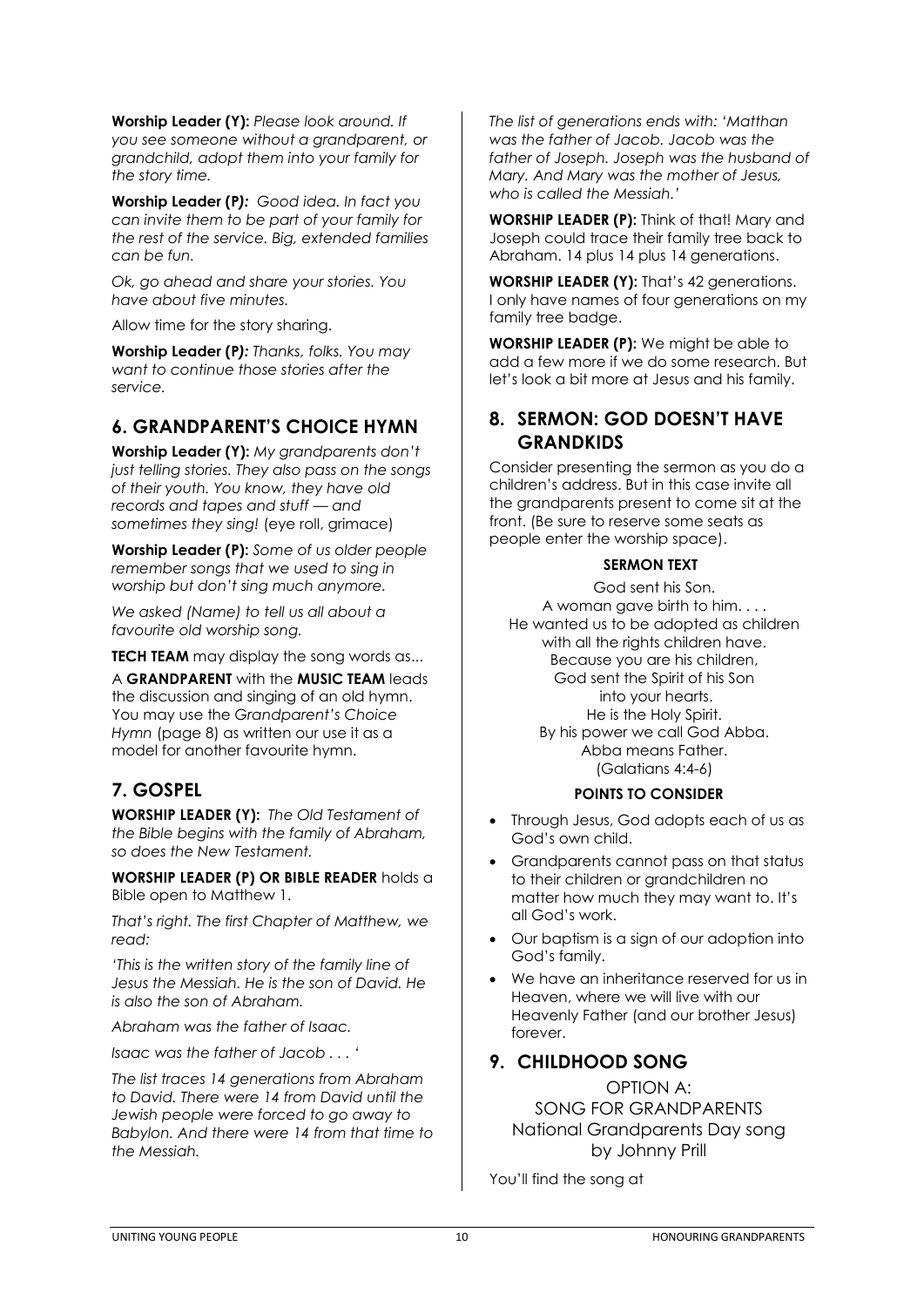**Worship Leader (Y):** *Please look around. If you see someone without a grandparent, or grandchild, adopt them into your family for the story time.*

**Worship Leader (P):** *Good idea. In fact you can invite them to be part of your family for the rest of the service. Big, extended families can be fun.*

*Ok, go ahead and share your stories. You have about five minutes.*

Allow time for the story sharing.

**Worship Leader (P):** *Thanks, folks. You may want to continue those stories after the service.*

## 6. GRANDPARENT'S CHOICE HYMN

**Worship Leader (Y):** *My grandparents don't just telling stories. They also pass on the songs of their youth. You know, they have old records and tapes and stuff — and sometimes they sing!* (eye roll, grimace)

**Worship Leader (P):** *Some of us older people remember songs that we used to sing in worship but don't sing much anymore.*

*We asked (Name) to tell us all about a favourite old worship song.*

**TECH TEAM** may display the song words as...

A **GRANDPARENT** with the **MUSIC TEAM** leads the discussion and singing of an old hymn. You may use the *Grandparent's Choice Hymn* (page 8) as written our use it as a model for another favourite hymn.

## 7. GOSPEL

**WORSHIP LEADER (Y):** *The Old Testament of the Bible begins with the family of Abraham, so does the New Testament.*

**WORSHIP LEADER (P) OR BIBLE READER** holds a Bible open to Matthew 1.

*That's right. The first Chapter of Matthew, we read:*

*'This is the written story of the family line of Jesus the Messiah. He is the son of David. He is also the son of Abraham.*

*Abraham was the father of Isaac.*

*Isaac was the father of Jacob . . . '*

*The list traces 14 generations from Abraham to David. There were 14 from David until the Jewish people were forced to go away to Babylon. And there were 14 from that time to the Messiah.*

*The list of generations ends with: 'Matthan was the father of Jacob. Jacob was the father of Joseph. Joseph was the husband of Mary. And Mary was the mother of Jesus, who is called the Messiah.'*

**WORSHIP LEADER (P):** Think of that! Mary and Joseph could trace their family tree back to Abraham. 14 plus 14 plus 14 generations.

**WORSHIP LEADER (Y):** That's 42 generations. I only have names of four generations on my family tree badge.

**WORSHIP LEADER (P):** We might be able to add a few more if we do some research. But let's look a bit more at Jesus and his family.

## 8. SERMON: GOD DOESN'T HAVE GRANDKIDS

Consider presenting the sermon as you do a children's address. But in this case invite all the grandparents present to come sit at the front. (Be sure to reserve some seats as people enter the worship space).

**SERMON TEXT**

God sent his Son.
A woman gave birth to him. . . .
He wanted us to be adopted as children with all the rights children have.
Because you are his children,
God sent the Spirit of his Son
into your hearts.
He is the Holy Spirit.
By his power we call God Abba.
Abba means Father.
(Galatians 4:4-6)

**POINTS TO CONSIDER**

- Through Jesus, God adopts each of us as God's own child.
- Grandparents cannot pass on that status to their children or grandchildren no matter how much they may want to. It's all God's work.
- Our baptism is a sign of our adoption into God's family.
- We have an inheritance reserved for us in Heaven, where we will live with our Heavenly Father (and our brother Jesus) forever.

## 9. CHILDHOOD SONG

OPTION A:
SONG FOR GRANDPARENTS
National Grandparents Day song
by Johnny Prill

You'll find the song at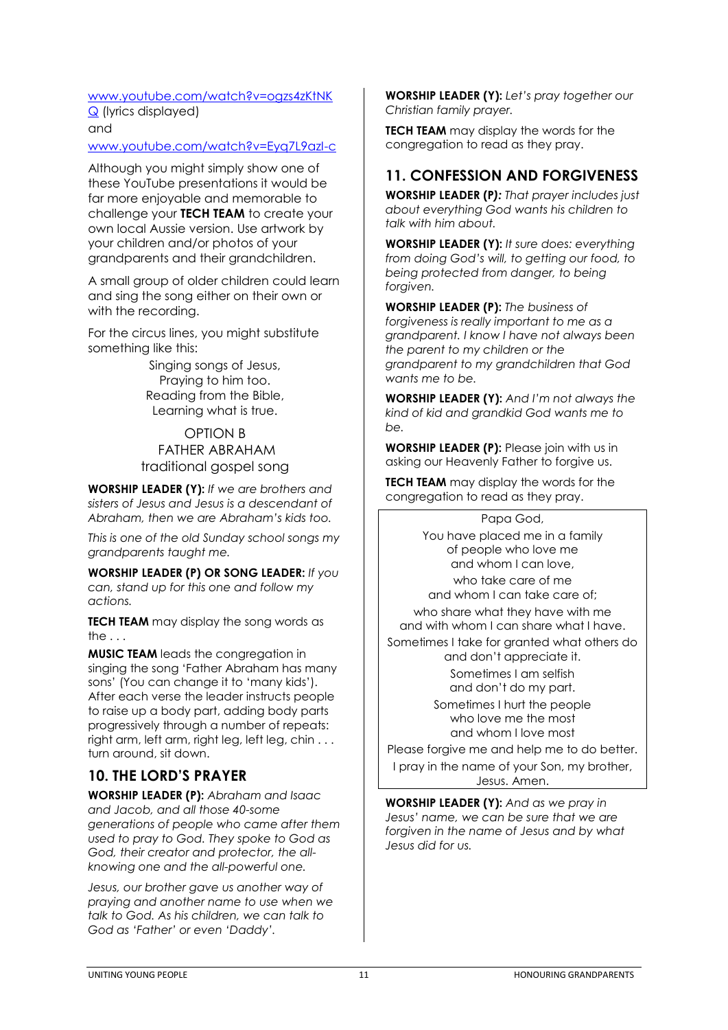www.youtube.com/watch?v=ogzs4zKtNKQ (lyrics displayed)
and
www.youtube.com/watch?v=Eyq7L9azl-c

Although you might simply show one of these YouTube presentations it would be far more enjoyable and memorable to challenge your **TECH TEAM** to create your own local Aussie version. Use artwork by your children and/or photos of your grandparents and their grandchildren.

A small group of older children could learn and sing the song either on their own or with the recording.

For the circus lines, you might substitute something like this:

> Singing songs of Jesus,
> Praying to him too.
> Reading from the Bible,
> Learning what is true.

OPTION B
FATHER ABRAHAM
traditional gospel song

**WORSHIP LEADER (Y):** *If we are brothers and sisters of Jesus and Jesus is a descendant of Abraham, then we are Abraham's kids too.*

*This is one of the old Sunday school songs my grandparents taught me.*

**WORSHIP LEADER (P) OR SONG LEADER:** *If you can, stand up for this one and follow my actions.*

**TECH TEAM** may display the song words as the . . .

**MUSIC TEAM** leads the congregation in singing the song 'Father Abraham has many sons' (You can change it to 'many kids'). After each verse the leader instructs people to raise up a body part, adding body parts progressively through a number of repeats: right arm, left arm, right leg, left leg, chin . . . turn around, sit down.

## 10. THE LORD'S PRAYER

**WORSHIP LEADER (P):** *Abraham and Isaac and Jacob, and all those 40-some generations of people who came after them used to pray to God. They spoke to God as God, their creator and protector, the all-knowing one and the all-powerful one.*

*Jesus, our brother gave us another way of praying and another name to use when we talk to God. As his children, we can talk to God as 'Father' or even 'Daddy'.*

**WORSHIP LEADER (Y):** *Let's pray together our Christian family prayer.*

**TECH TEAM** may display the words for the congregation to read as they pray.

## 11. CONFESSION AND FORGIVENESS

**WORSHIP LEADER (P):** *That prayer includes just about everything God wants his children to talk with him about.*

**WORSHIP LEADER (Y):** *It sure does: everything from doing God's will, to getting our food, to being protected from danger, to being forgiven.*

**WORSHIP LEADER (P):** *The business of forgiveness is really important to me as a grandparent. I know I have not always been the parent to my children or the grandparent to my grandchildren that God wants me to be.*

**WORSHIP LEADER (Y):** *And I'm not always the kind of kid and grandkid God wants me to be.*

**WORSHIP LEADER (P):** Please join with us in asking our Heavenly Father to forgive us.

**TECH TEAM** may display the words for the congregation to read as they pray.

> Papa God,
> You have placed me in a family
> of people who love me
> and whom I can love,
> who take care of me
> and whom I can take care of;
> who share what they have with me
> and with whom I can share what I have.
> Sometimes I take for granted what others do
> and don't appreciate it.
> Sometimes I am selfish
> and don't do my part.
> Sometimes I hurt the people
> who love me the most
> and whom I love most
> Please forgive me and help me to do better.
> I pray in the name of your Son, my brother,
> Jesus. Amen.

**WORSHIP LEADER (Y):** *And as we pray in Jesus' name, we can be sure that we are forgiven in the name of Jesus and by what Jesus did for us.*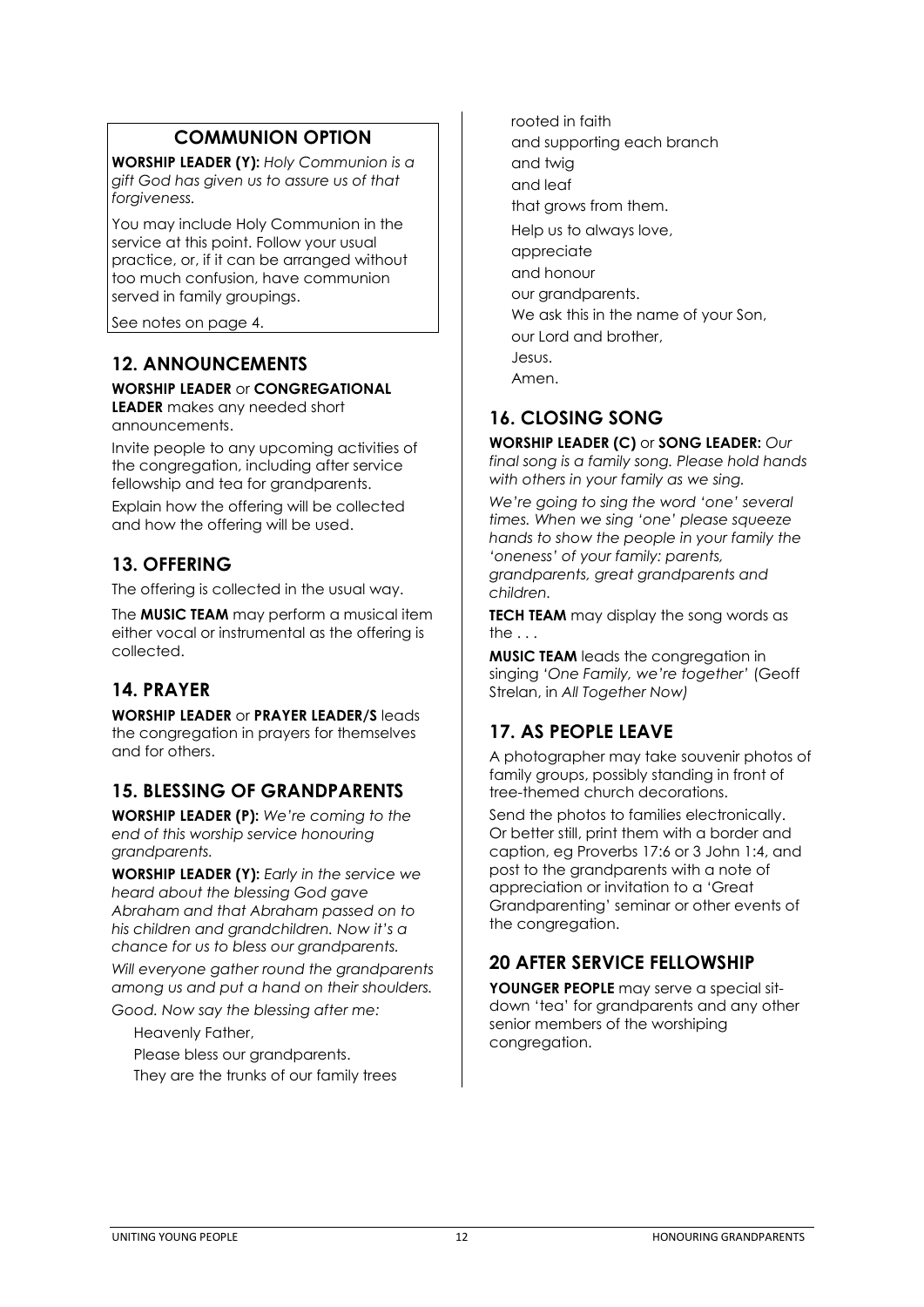## COMMUNION OPTION

**WORSHIP LEADER (Y):** *Holy Communion is a gift God has given us to assure us of that forgiveness.*

You may include Holy Communion in the service at this point. Follow your usual practice, or, if it can be arranged without too much confusion, have communion served in family groupings.

See notes on page 4.

## 12. ANNOUNCEMENTS

**WORSHIP LEADER** or **CONGREGATIONAL LEADER** makes any needed short announcements.

Invite people to any upcoming activities of the congregation, including after service fellowship and tea for grandparents.

Explain how the offering will be collected and how the offering will be used.

## 13. OFFERING

The offering is collected in the usual way.

The **MUSIC TEAM** may perform a musical item either vocal or instrumental as the offering is collected.

## 14. PRAYER

**WORSHIP LEADER** or **PRAYER LEADER/S** leads the congregation in prayers for themselves and for others.

## 15. BLESSING OF GRANDPARENTS

**WORSHIP LEADER (P):** *We're coming to the end of this worship service honouring grandparents.*

**WORSHIP LEADER (Y):** *Early in the service we heard about the blessing God gave Abraham and that Abraham passed on to his children and grandchildren. Now it's a chance for us to bless our grandparents.*

*Will everyone gather round the grandparents among us and put a hand on their shoulders.*

*Good. Now say the blessing after me:*

Heavenly Father,
Please bless our grandparents.
They are the trunks of our family trees
rooted in faith
and supporting each branch
and twig
and leaf
that grows from them.
Help us to always love,
appreciate
and honour
our grandparents.
We ask this in the name of your Son,
our Lord and brother,
Jesus.
Amen.

## 16. CLOSING SONG

**WORSHIP LEADER (C)** or **SONG LEADER:** *Our final song is a family song. Please hold hands with others in your family as we sing.*

*We're going to sing the word 'one' several times. When we sing 'one' please squeeze hands to show the people in your family the 'oneness' of your family: parents, grandparents, great grandparents and children.*

**TECH TEAM** may display the song words as the . . .

**MUSIC TEAM** leads the congregation in singing *'One Family, we're together'* (Geoff Strelan, in *All Together Now)*

## 17. AS PEOPLE LEAVE

A photographer may take souvenir photos of family groups, possibly standing in front of tree-themed church decorations.

Send the photos to families electronically. Or better still, print them with a border and caption, eg Proverbs 17:6 or 3 John 1:4, and post to the grandparents with a note of appreciation or invitation to a 'Great Grandparenting' seminar or other events of the congregation.

## 20 AFTER SERVICE FELLOWSHIP

**YOUNGER PEOPLE** may serve a special sit-down 'tea' for grandparents and any other senior members of the worshiping congregation.